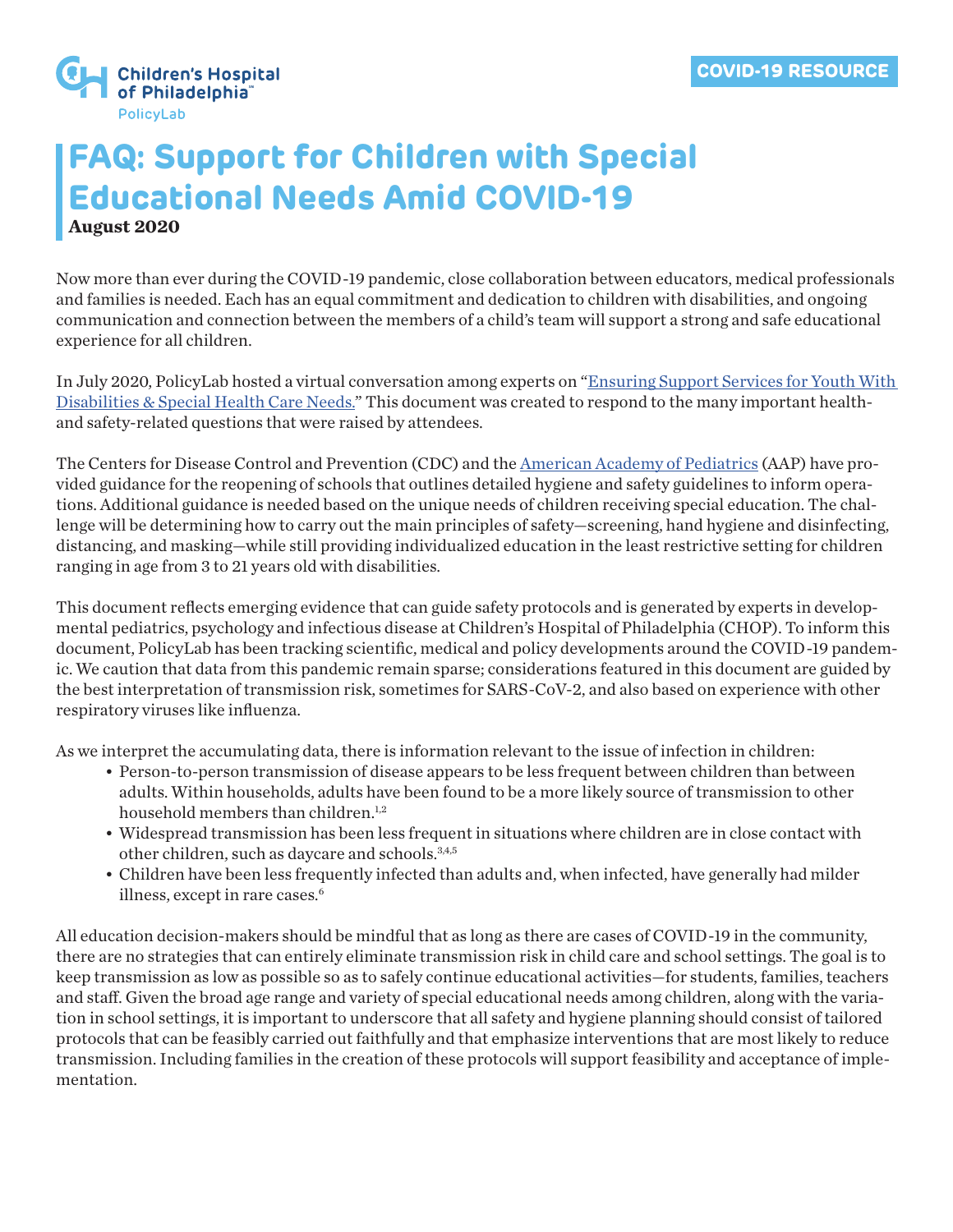Children's Hospital of Philadelphia PolicyLab

COVID-19 RESOURCE

# FAQ: Support for Children with Special Educational Needs Amid COVID-19

**August 2020**

Now more than ever during the COVID-19 pandemic, close collaboration between educators, medical professionals and families is needed. Each has an equal commitment and dedication to children with disabilities, and ongoing communication and connection between the members of a child's team will support a strong and safe educational experience for all children.

In July 2020, PolicyLab hosted a virtual conversation among experts on "Ensuring Support Services for Youth With Disabilities & Special Health Care Needs." This document was created to respond to the many important health- and safety-related questions that were raised by attendees.

The Centers for Disease Control and Prevention (CDC) and the American Academy of Pediatrics (AAP) have provided guidance for the reopening of schools that outlines detailed hygiene and safety guidelines to inform operations. Additional guidance is needed based on the unique needs of children receiving special education. The challenge will be determining how to carry out the main principles of safety—screening, hand hygiene and disinfecting, distancing, and masking—while still providing individualized education in the least restrictive setting for children ranging in age from 3 to 21 years old with disabilities.

This document reflects emerging evidence that can guide safety protocols and is generated by experts in developmental pediatrics, psychology and infectious disease at Children's Hospital of Philadelphia (CHOP). To inform this document, PolicyLab has been tracking scientific, medical and policy developments around the COVID-19 pandemic. We caution that data from this pandemic remain sparse; considerations featured in this document are guided by the best interpretation of transmission risk, sometimes for SARS-CoV-2, and also based on experience with other respiratory viruses like influenza.

As we interpret the accumulating data, there is information relevant to the issue of infection in children:

- Person-to-person transmission of disease appears to be less frequent between children than between adults. Within households, adults have been found to be a more likely source of transmission to other household members than children.[1,2]
- Widespread transmission has been less frequent in situations where children are in close contact with other children, such as daycare and schools.[3,4,5]
- Children have been less frequently infected than adults and, when infected, have generally had milder illness, except in rare cases.[6]

All education decision-makers should be mindful that as long as there are cases of COVID-19 in the community, there are no strategies that can entirely eliminate transmission risk in child care and school settings. The goal is to keep transmission as low as possible so as to safely continue educational activities—for students, families, teachers and staff. Given the broad age range and variety of special educational needs among children, along with the variation in school settings, it is important to underscore that all safety and hygiene planning should consist of tailored protocols that can be feasibly carried out faithfully and that emphasize interventions that are most likely to reduce transmission. Including families in the creation of these protocols will support feasibility and acceptance of implementation.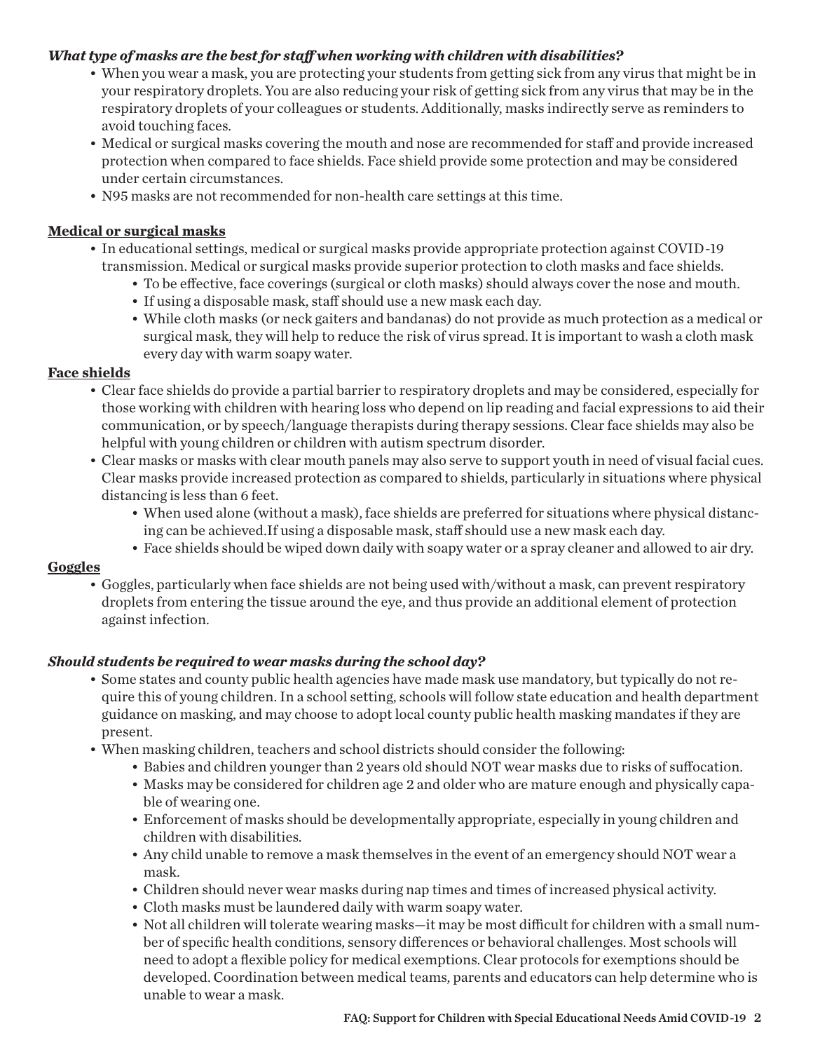***What type of masks are the best for staff when working with children with disabilities?***

- When you wear a mask, you are protecting your students from getting sick from any virus that might be in your respiratory droplets. You are also reducing your risk of getting sick from any virus that may be in the respiratory droplets of your colleagues or students. Additionally, masks indirectly serve as reminders to avoid touching faces.
- Medical or surgical masks covering the mouth and nose are recommended for staff and provide increased protection when compared to face shields. Face shield provide some protection and may be considered under certain circumstances.
- N95 masks are not recommended for non-health care settings at this time.

**Medical or surgical masks**

- In educational settings, medical or surgical masks provide appropriate protection against COVID-19 transmission. Medical or surgical masks provide superior protection to cloth masks and face shields.
  - To be effective, face coverings (surgical or cloth masks) should always cover the nose and mouth.
  - If using a disposable mask, staff should use a new mask each day.
  - While cloth masks (or neck gaiters and bandanas) do not provide as much protection as a medical or surgical mask, they will help to reduce the risk of virus spread. It is important to wash a cloth mask every day with warm soapy water.

**Face shields**

- Clear face shields do provide a partial barrier to respiratory droplets and may be considered, especially for those working with children with hearing loss who depend on lip reading and facial expressions to aid their communication, or by speech/language therapists during therapy sessions. Clear face shields may also be helpful with young children or children with autism spectrum disorder.
- Clear masks or masks with clear mouth panels may also serve to support youth in need of visual facial cues. Clear masks provide increased protection as compared to shields, particularly in situations where physical distancing is less than 6 feet.
  - When used alone (without a mask), face shields are preferred for situations where physical distancing can be achieved.If using a disposable mask, staff should use a new mask each day.
  - Face shields should be wiped down daily with soapy water or a spray cleaner and allowed to air dry.

**Goggles**

- Goggles, particularly when face shields are not being used with/without a mask, can prevent respiratory droplets from entering the tissue around the eye, and thus provide an additional element of protection against infection.

***Should students be required to wear masks during the school day?***

- Some states and county public health agencies have made mask use mandatory, but typically do not require this of young children. In a school setting, schools will follow state education and health department guidance on masking, and may choose to adopt local county public health masking mandates if they are present.
- When masking children, teachers and school districts should consider the following:
  - Babies and children younger than 2 years old should NOT wear masks due to risks of suffocation.
  - Masks may be considered for children age 2 and older who are mature enough and physically capable of wearing one.
  - Enforcement of masks should be developmentally appropriate, especially in young children and children with disabilities.
  - Any child unable to remove a mask themselves in the event of an emergency should NOT wear a mask.
  - Children should never wear masks during nap times and times of increased physical activity.
  - Cloth masks must be laundered daily with warm soapy water.
  - Not all children will tolerate wearing masks—it may be most difficult for children with a small number of specific health conditions, sensory differences or behavioral challenges. Most schools will need to adopt a flexible policy for medical exemptions. Clear protocols for exemptions should be developed. Coordination between medical teams, parents and educators can help determine who is unable to wear a mask.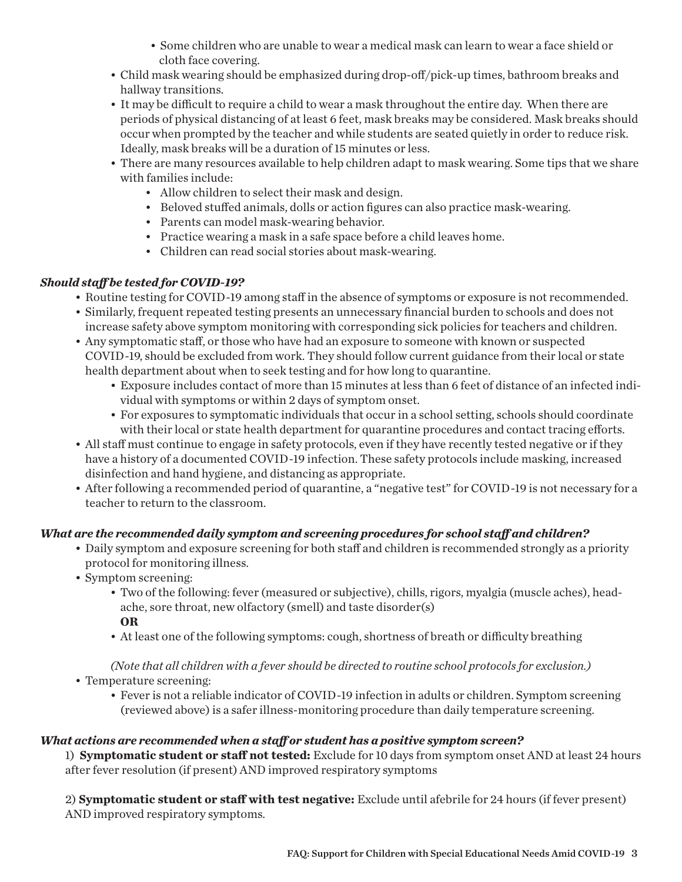- Some children who are unable to wear a medical mask can learn to wear a face shield or cloth face covering.
- Child mask wearing should be emphasized during drop-off/pick-up times, bathroom breaks and hallway transitions.
- It may be difficult to require a child to wear a mask throughout the entire day. When there are periods of physical distancing of at least 6 feet, mask breaks may be considered. Mask breaks should occur when prompted by the teacher and while students are seated quietly in order to reduce risk. Ideally, mask breaks will be a duration of 15 minutes or less.
- There are many resources available to help children adapt to mask wearing. Some tips that we share with families include:
    - Allow children to select their mask and design.
    - Beloved stuffed animals, dolls or action figures can also practice mask-wearing.
    - Parents can model mask-wearing behavior.
    - Practice wearing a mask in a safe space before a child leaves home.
    - Children can read social stories about mask-wearing.

### *Should staff be tested for COVID-19?*

- Routine testing for COVID-19 among staff in the absence of symptoms or exposure is not recommended.
- Similarly, frequent repeated testing presents an unnecessary financial burden to schools and does not increase safety above symptom monitoring with corresponding sick policies for teachers and children.
- Any symptomatic staff, or those who have had an exposure to someone with known or suspected COVID-19, should be excluded from work. They should follow current guidance from their local or state health department about when to seek testing and for how long to quarantine.
    - Exposure includes contact of more than 15 minutes at less than 6 feet of distance of an infected individual with symptoms or within 2 days of symptom onset.
    - For exposures to symptomatic individuals that occur in a school setting, schools should coordinate with their local or state health department for quarantine procedures and contact tracing efforts.
- All staff must continue to engage in safety protocols, even if they have recently tested negative or if they have a history of a documented COVID-19 infection. These safety protocols include masking, increased disinfection and hand hygiene, and distancing as appropriate.
- After following a recommended period of quarantine, a "negative test" for COVID-19 is not necessary for a teacher to return to the classroom.

### *What are the recommended daily symptom and screening procedures for school staff and children?*

- Daily symptom and exposure screening for both staff and children is recommended strongly as a priority protocol for monitoring illness.
- Symptom screening:
    - Two of the following: fever (measured or subjective), chills, rigors, myalgia (muscle aches), headache, sore throat, new olfactory (smell) and taste disorder(s)
      **OR**
    - At least one of the following symptoms: cough, shortness of breath or difficulty breathing

    *(Note that all children with a fever should be directed to routine school protocols for exclusion.)*
- Temperature screening:
    - Fever is not a reliable indicator of COVID-19 infection in adults or children. Symptom screening (reviewed above) is a safer illness-monitoring procedure than daily temperature screening.

### *What actions are recommended when a staff or student has a positive symptom screen?*

1) **Symptomatic student or staff not tested:** Exclude for 10 days from symptom onset AND at least 24 hours after fever resolution (if present) AND improved respiratory symptoms

2) **Symptomatic student or staff with test negative:** Exclude until afebrile for 24 hours (if fever present) AND improved respiratory symptoms.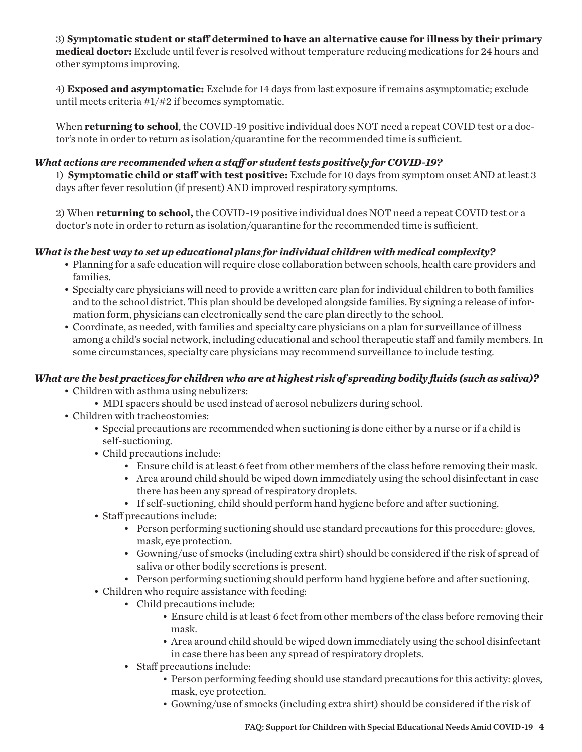3) **Symptomatic student or staff determined to have an alternative cause for illness by their primary medical doctor:** Exclude until fever is resolved without temperature reducing medications for 24 hours and other symptoms improving.

4) **Exposed and asymptomatic:** Exclude for 14 days from last exposure if remains asymptomatic; exclude until meets criteria #1/#2 if becomes symptomatic.

When **returning to school**, the COVID-19 positive individual does NOT need a repeat COVID test or a doctor's note in order to return as isolation/quarantine for the recommended time is sufficient.

***What actions are recommended when a staff or student tests positively for COVID-19?***

1) **Symptomatic child or staff with test positive:** Exclude for 10 days from symptom onset AND at least 3 days after fever resolution (if present) AND improved respiratory symptoms.

2) When **returning to school,** the COVID-19 positive individual does NOT need a repeat COVID test or a doctor's note in order to return as isolation/quarantine for the recommended time is sufficient.

***What is the best way to set up educational plans for individual children with medical complexity?***

- Planning for a safe education will require close collaboration between schools, health care providers and families.
- Specialty care physicians will need to provide a written care plan for individual children to both families and to the school district. This plan should be developed alongside families. By signing a release of information form, physicians can electronically send the care plan directly to the school.
- Coordinate, as needed, with families and specialty care physicians on a plan for surveillance of illness among a child's social network, including educational and school therapeutic staff and family members. In some circumstances, specialty care physicians may recommend surveillance to include testing.

***What are the best practices for children who are at highest risk of spreading bodily fluids (such as saliva)?***

- Children with asthma using nebulizers:
  - MDI spacers should be used instead of aerosol nebulizers during school.
- Children with tracheostomies:
  - Special precautions are recommended when suctioning is done either by a nurse or if a child is self-suctioning.
  - Child precautions include:
    - Ensure child is at least 6 feet from other members of the class before removing their mask.
    - Area around child should be wiped down immediately using the school disinfectant in case there has been any spread of respiratory droplets.
    - If self-suctioning, child should perform hand hygiene before and after suctioning.
  - Staff precautions include:
    - Person performing suctioning should use standard precautions for this procedure: gloves, mask, eye protection.
    - Gowning/use of smocks (including extra shirt) should be considered if the risk of spread of saliva or other bodily secretions is present.
    - Person performing suctioning should perform hand hygiene before and after suctioning.
  - Children who require assistance with feeding:
    - Child precautions include:
      - Ensure child is at least 6 feet from other members of the class before removing their mask.
      - Area around child should be wiped down immediately using the school disinfectant in case there has been any spread of respiratory droplets.
    - Staff precautions include:
      - Person performing feeding should use standard precautions for this activity: gloves, mask, eye protection.
      - Gowning/use of smocks (including extra shirt) should be considered if the risk of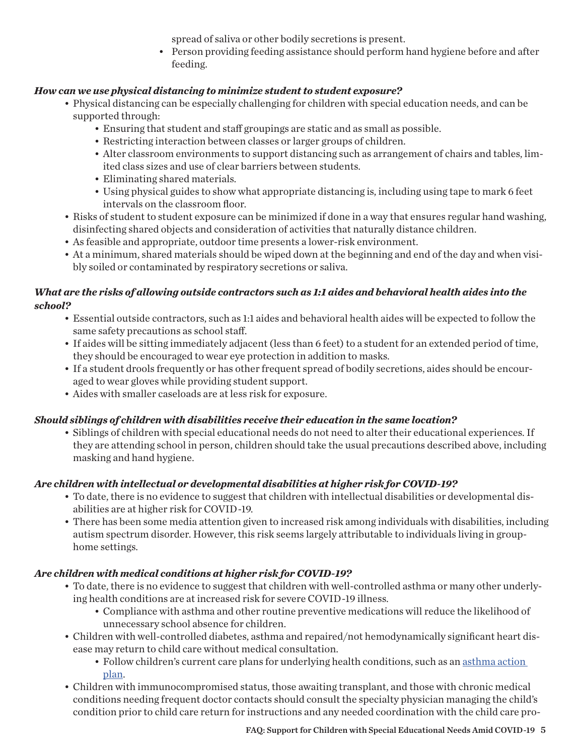spread of saliva or other bodily secretions is present.
- Person providing feeding assistance should perform hand hygiene before and after feeding.

### *How can we use physical distancing to minimize student to student exposure?*

- Physical distancing can be especially challenging for children with special education needs, and can be supported through:
  - Ensuring that student and staff groupings are static and as small as possible.
  - Restricting interaction between classes or larger groups of children.
  - Alter classroom environments to support distancing such as arrangement of chairs and tables, limited class sizes and use of clear barriers between students.
  - Eliminating shared materials.
  - Using physical guides to show what appropriate distancing is, including using tape to mark 6 feet intervals on the classroom floor.
- Risks of student to student exposure can be minimized if done in a way that ensures regular hand washing, disinfecting shared objects and consideration of activities that naturally distance children.
- As feasible and appropriate, outdoor time presents a lower-risk environment.
- At a minimum, shared materials should be wiped down at the beginning and end of the day and when visibly soiled or contaminated by respiratory secretions or saliva.

### *What are the risks of allowing outside contractors such as 1:1 aides and behavioral health aides into the school?*

- Essential outside contractors, such as 1:1 aides and behavioral health aides will be expected to follow the same safety precautions as school staff.
- If aides will be sitting immediately adjacent (less than 6 feet) to a student for an extended period of time, they should be encouraged to wear eye protection in addition to masks.
- If a student drools frequently or has other frequent spread of bodily secretions, aides should be encouraged to wear gloves while providing student support.
- Aides with smaller caseloads are at less risk for exposure.

### *Should siblings of children with disabilities receive their education in the same location?*

- Siblings of children with special educational needs do not need to alter their educational experiences. If they are attending school in person, children should take the usual precautions described above, including masking and hand hygiene.

### *Are children with intellectual or developmental disabilities at higher risk for COVID-19?*

- To date, there is no evidence to suggest that children with intellectual disabilities or developmental disabilities are at higher risk for COVID-19.
- There has been some media attention given to increased risk among individuals with disabilities, including autism spectrum disorder. However, this risk seems largely attributable to individuals living in group-home settings.

### *Are children with medical conditions at higher risk for COVID-19?*

- To date, there is no evidence to suggest that children with well-controlled asthma or many other underlying health conditions are at increased risk for severe COVID-19 illness.
  - Compliance with asthma and other routine preventive medications will reduce the likelihood of unnecessary school absence for children.
- Children with well-controlled diabetes, asthma and repaired/not hemodynamically significant heart disease may return to child care without medical consultation.
  - Follow children's current care plans for underlying health conditions, such as an [asthma action plan](asthma action plan).
- Children with immunocompromised status, those awaiting transplant, and those with chronic medical conditions needing frequent doctor contacts should consult the specialty physician managing the child's condition prior to child care return for instructions and any needed coordination with the child care pro-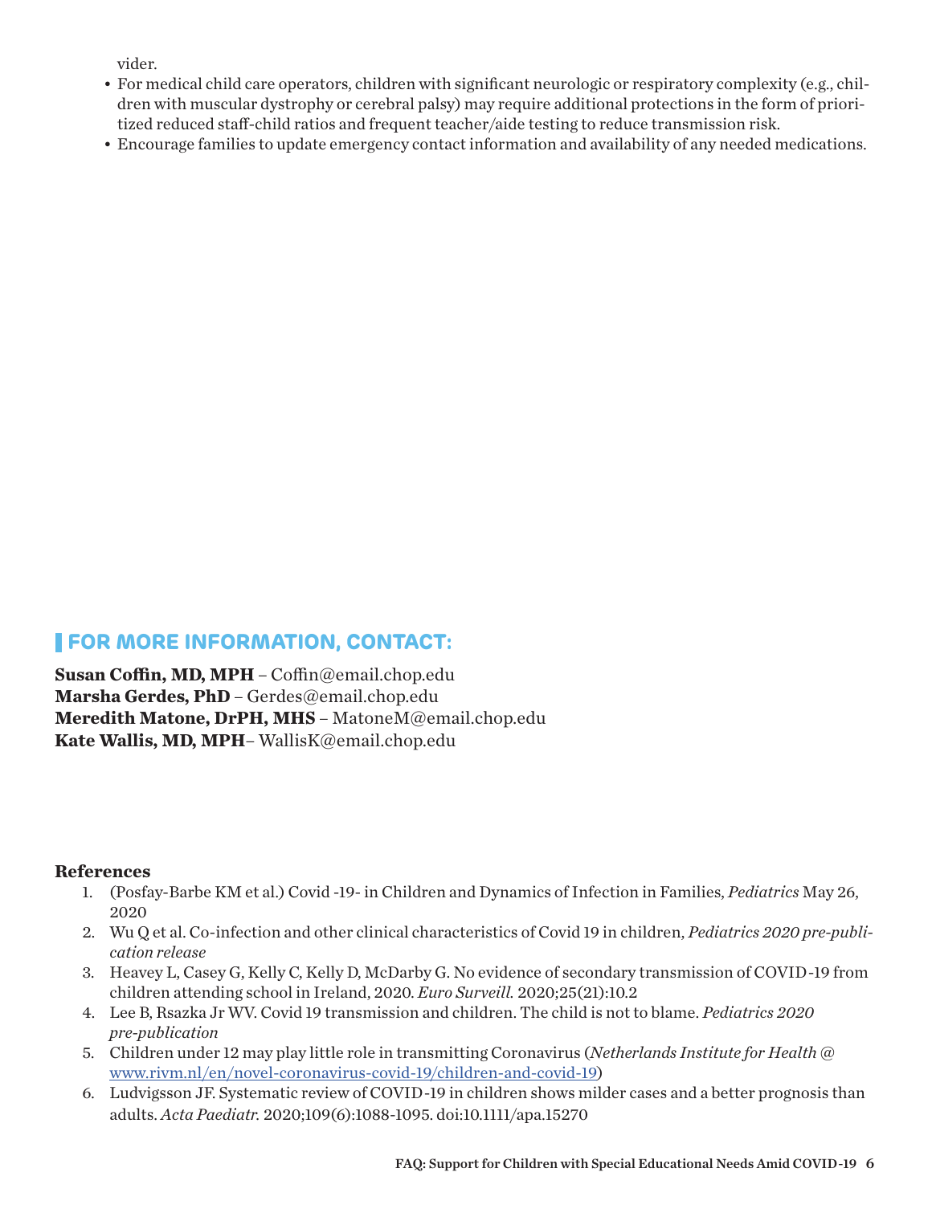vider.

- For medical child care operators, children with significant neurologic or respiratory complexity (e.g., children with muscular dystrophy or cerebral palsy) may require additional protections in the form of prioritized reduced staff-child ratios and frequent teacher/aide testing to reduce transmission risk.
- Encourage families to update emergency contact information and availability of any needed medications.

## FOR MORE INFORMATION, CONTACT:

**Susan Coffin, MD, MPH** – Coffin@email.chop.edu
**Marsha Gerdes, PhD** – Gerdes@email.chop.edu
**Meredith Matone, DrPH, MHS** – MatoneM@email.chop.edu
**Kate Wallis, MD, MPH**– WallisK@email.chop.edu

**References**

1. (Posfay-Barbe KM et al.) Covid -19- in Children and Dynamics of Infection in Families, *Pediatrics* May 26, 2020
2. Wu Q et al. Co-infection and other clinical characteristics of Covid 19 in children, *Pediatrics 2020 pre-publication release*
3. Heavey L, Casey G, Kelly C, Kelly D, McDarby G. No evidence of secondary transmission of COVID-19 from children attending school in Ireland, 2020. *Euro Surveill.* 2020;25(21):10.2
4. Lee B, Rsazka Jr WV. Covid 19 transmission and children. The child is not to blame. *Pediatrics 2020 pre-publication*
5. Children under 12 may play little role in transmitting Coronavirus (*Netherlands Institute for Health* @ www.rivm.nl/en/novel-coronavirus-covid-19/children-and-covid-19)
6. Ludvigsson JF. Systematic review of COVID-19 in children shows milder cases and a better prognosis than adults. *Acta Paediatr.* 2020;109(6):1088-1095. doi:10.1111/apa.15270